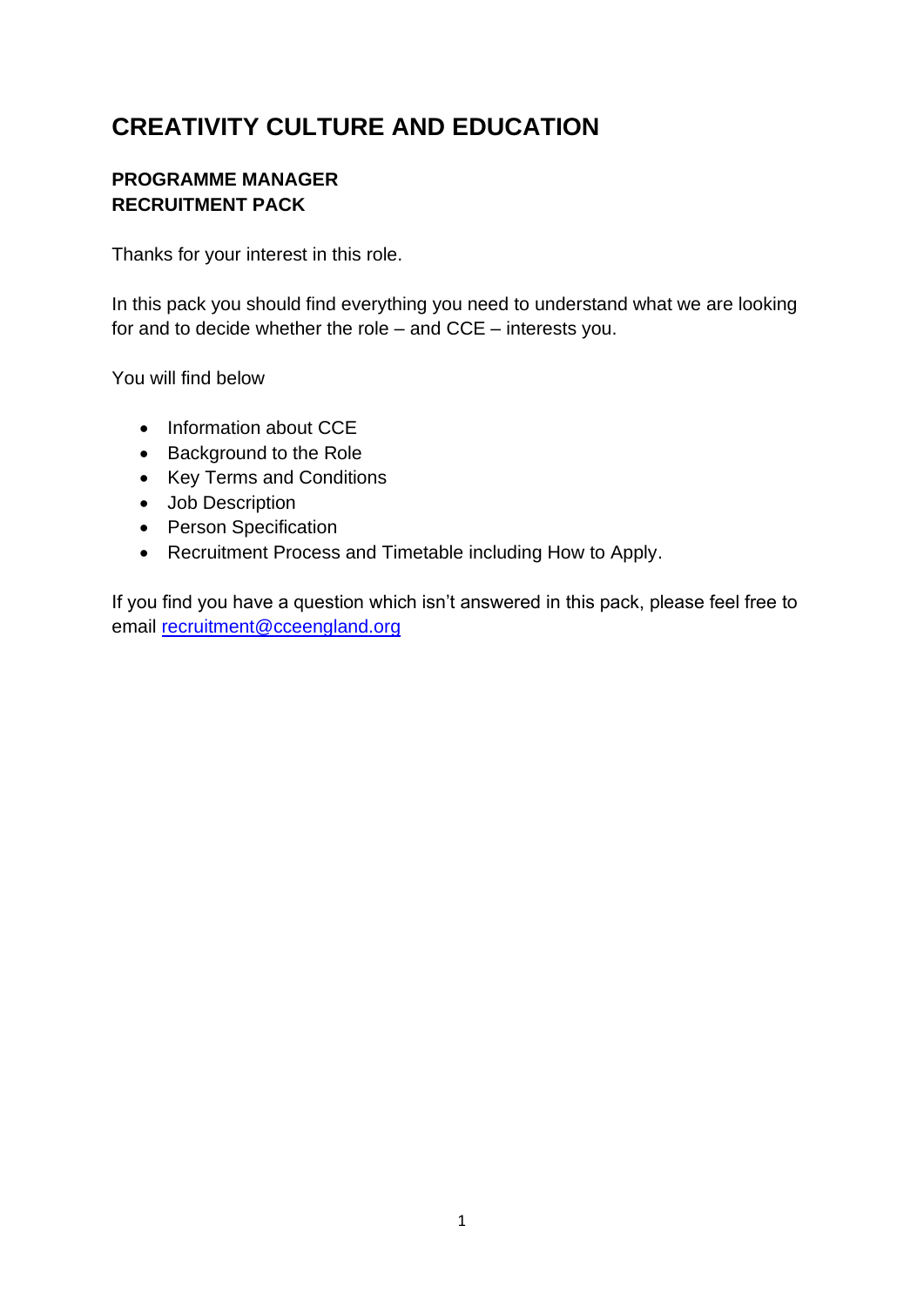# CREATIVITY CULTURE AND EDUCATION

**PROGRAMME MANAGER**
**RECRUITMENT PACK**

Thanks for your interest in this role.

In this pack you should find everything you need to understand what we are looking for and to decide whether the role – and CCE – interests you.

You will find below

- Information about CCE
- Background to the Role
- Key Terms and Conditions
- Job Description
- Person Specification
- Recruitment Process and Timetable including How to Apply.

If you find you have a question which isn't answered in this pack, please feel free to email [recruitment@cceengland.org](mailto:recruitment@cceengland.org)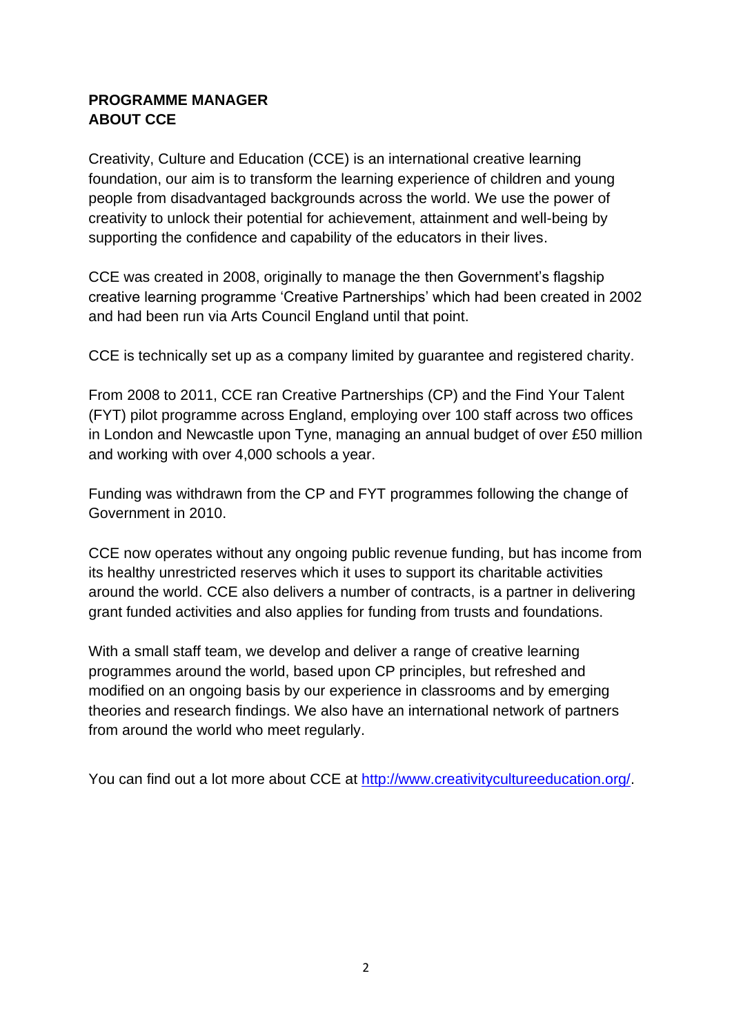**PROGRAMME MANAGER**
**ABOUT CCE**

Creativity, Culture and Education (CCE) is an international creative learning foundation, our aim is to transform the learning experience of children and young people from disadvantaged backgrounds across the world. We use the power of creativity to unlock their potential for achievement, attainment and well-being by supporting the confidence and capability of the educators in their lives.

CCE was created in 2008, originally to manage the then Government's flagship creative learning programme 'Creative Partnerships' which had been created in 2002 and had been run via Arts Council England until that point.

CCE is technically set up as a company limited by guarantee and registered charity.

From 2008 to 2011, CCE ran Creative Partnerships (CP) and the Find Your Talent (FYT) pilot programme across England, employing over 100 staff across two offices in London and Newcastle upon Tyne, managing an annual budget of over £50 million and working with over 4,000 schools a year.

Funding was withdrawn from the CP and FYT programmes following the change of Government in 2010.

CCE now operates without any ongoing public revenue funding, but has income from its healthy unrestricted reserves which it uses to support its charitable activities around the world. CCE also delivers a number of contracts, is a partner in delivering grant funded activities and also applies for funding from trusts and foundations.

With a small staff team, we develop and deliver a range of creative learning programmes around the world, based upon CP principles, but refreshed and modified on an ongoing basis by our experience in classrooms and by emerging theories and research findings. We also have an international network of partners from around the world who meet regularly.

You can find out a lot more about CCE at [http://www.creativitycultureeducation.org/](http://www.creativitycultureeducation.org/).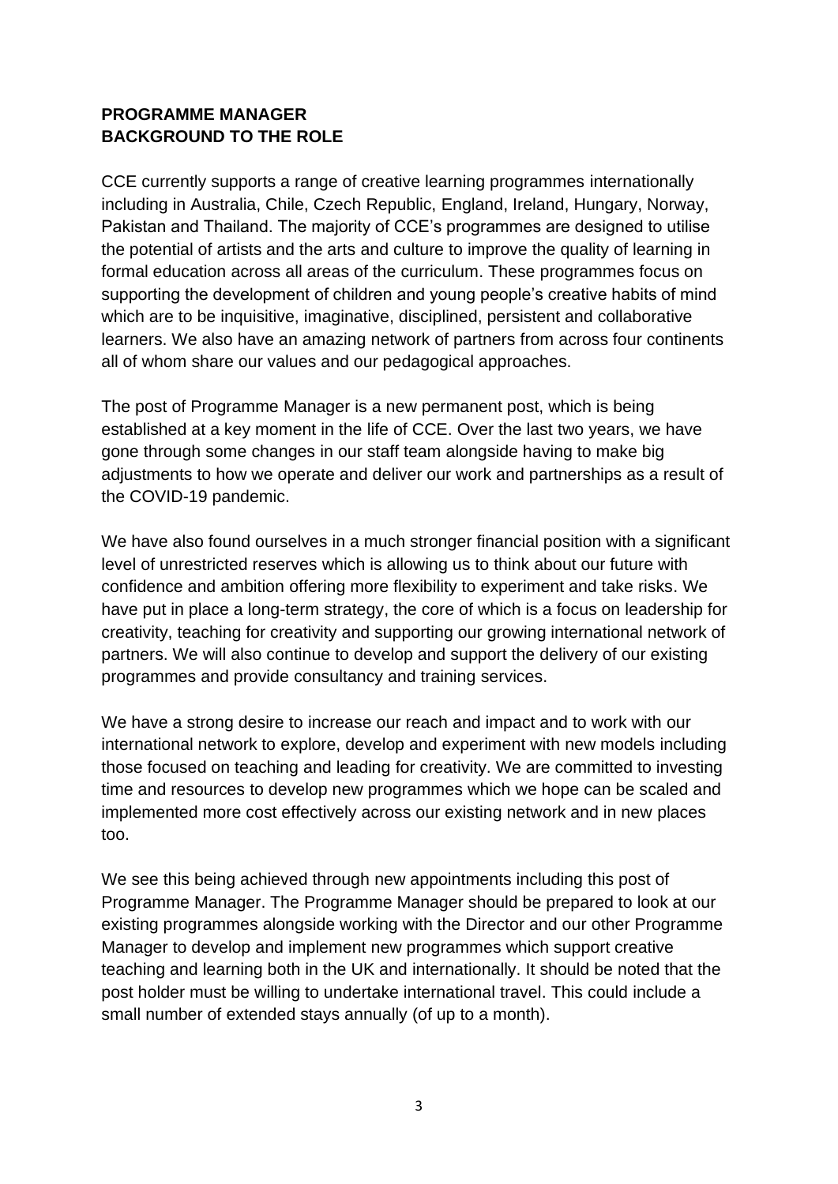**PROGRAMME MANAGER**
**BACKGROUND TO THE ROLE**

CCE currently supports a range of creative learning programmes internationally including in Australia, Chile, Czech Republic, England, Ireland, Hungary, Norway, Pakistan and Thailand. The majority of CCE's programmes are designed to utilise the potential of artists and the arts and culture to improve the quality of learning in formal education across all areas of the curriculum. These programmes focus on supporting the development of children and young people's creative habits of mind which are to be inquisitive, imaginative, disciplined, persistent and collaborative learners. We also have an amazing network of partners from across four continents all of whom share our values and our pedagogical approaches.

The post of Programme Manager is a new permanent post, which is being established at a key moment in the life of CCE. Over the last two years, we have gone through some changes in our staff team alongside having to make big adjustments to how we operate and deliver our work and partnerships as a result of the COVID-19 pandemic.

We have also found ourselves in a much stronger financial position with a significant level of unrestricted reserves which is allowing us to think about our future with confidence and ambition offering more flexibility to experiment and take risks. We have put in place a long-term strategy, the core of which is a focus on leadership for creativity, teaching for creativity and supporting our growing international network of partners. We will also continue to develop and support the delivery of our existing programmes and provide consultancy and training services.

We have a strong desire to increase our reach and impact and to work with our international network to explore, develop and experiment with new models including those focused on teaching and leading for creativity. We are committed to investing time and resources to develop new programmes which we hope can be scaled and implemented more cost effectively across our existing network and in new places too.

We see this being achieved through new appointments including this post of Programme Manager. The Programme Manager should be prepared to look at our existing programmes alongside working with the Director and our other Programme Manager to develop and implement new programmes which support creative teaching and learning both in the UK and internationally. It should be noted that the post holder must be willing to undertake international travel. This could include a small number of extended stays annually (of up to a month).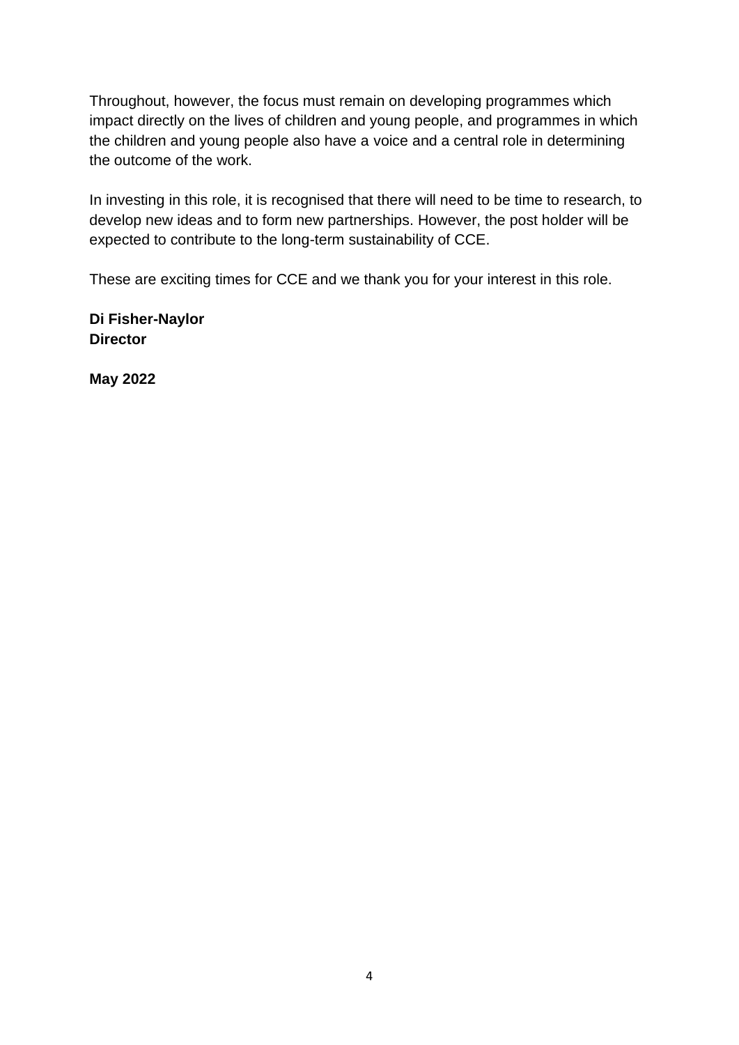Throughout, however, the focus must remain on developing programmes which impact directly on the lives of children and young people, and programmes in which the children and young people also have a voice and a central role in determining the outcome of the work.

In investing in this role, it is recognised that there will need to be time to research, to develop new ideas and to form new partnerships. However, the post holder will be expected to contribute to the long-term sustainability of CCE.

These are exciting times for CCE and we thank you for your interest in this role.

**Di Fisher-Naylor**
**Director**

**May 2022**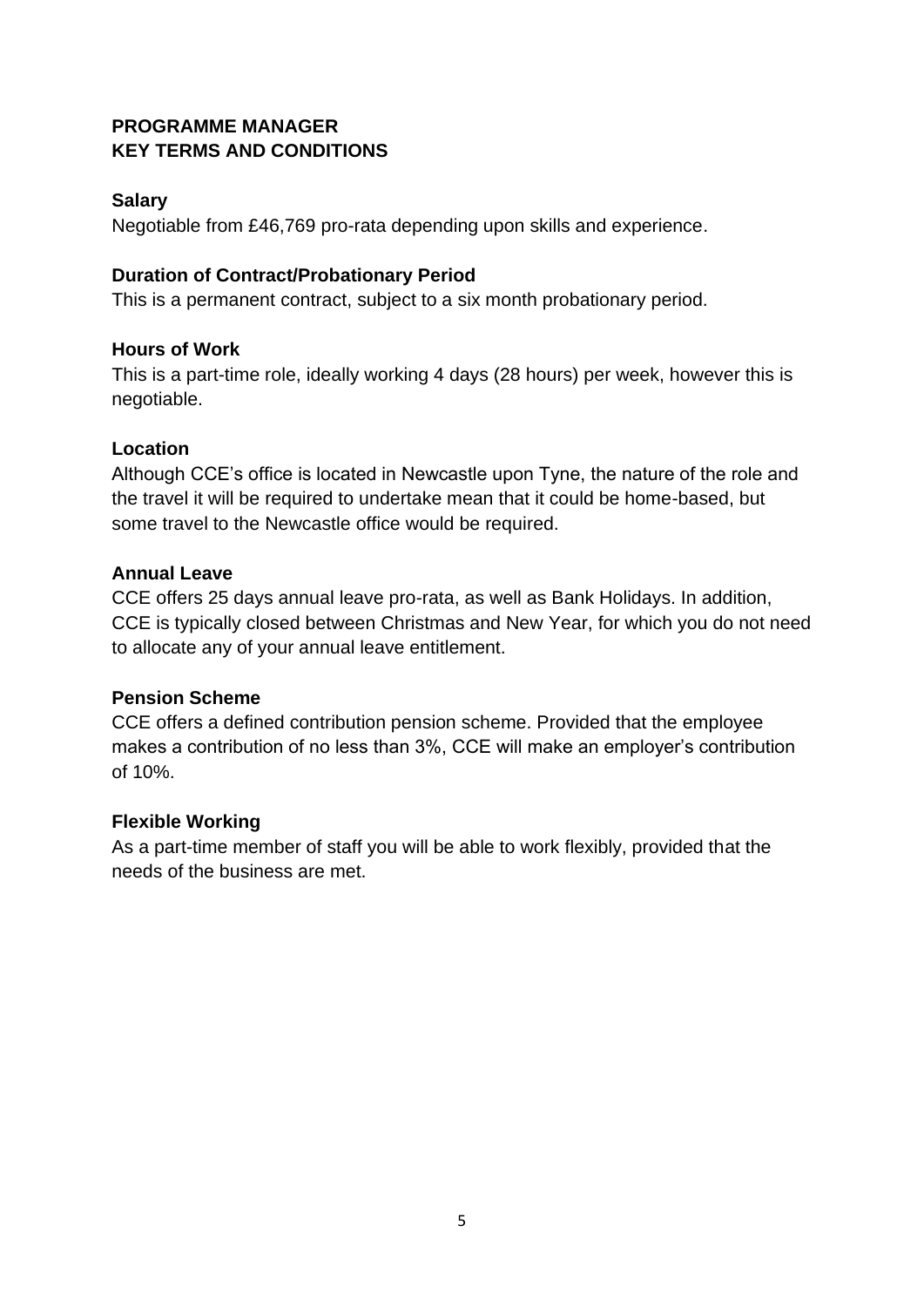# PROGRAMME MANAGER
# KEY TERMS AND CONDITIONS

### Salary

Negotiable from £46,769 pro-rata depending upon skills and experience.

### Duration of Contract/Probationary Period

This is a permanent contract, subject to a six month probationary period.

### Hours of Work

This is a part-time role, ideally working 4 days (28 hours) per week, however this is negotiable.

### Location

Although CCE's office is located in Newcastle upon Tyne, the nature of the role and the travel it will be required to undertake mean that it could be home-based, but some travel to the Newcastle office would be required.

### Annual Leave

CCE offers 25 days annual leave pro-rata, as well as Bank Holidays. In addition, CCE is typically closed between Christmas and New Year, for which you do not need to allocate any of your annual leave entitlement.

### Pension Scheme

CCE offers a defined contribution pension scheme. Provided that the employee makes a contribution of no less than 3%, CCE will make an employer's contribution of 10%.

### Flexible Working

As a part-time member of staff you will be able to work flexibly, provided that the needs of the business are met.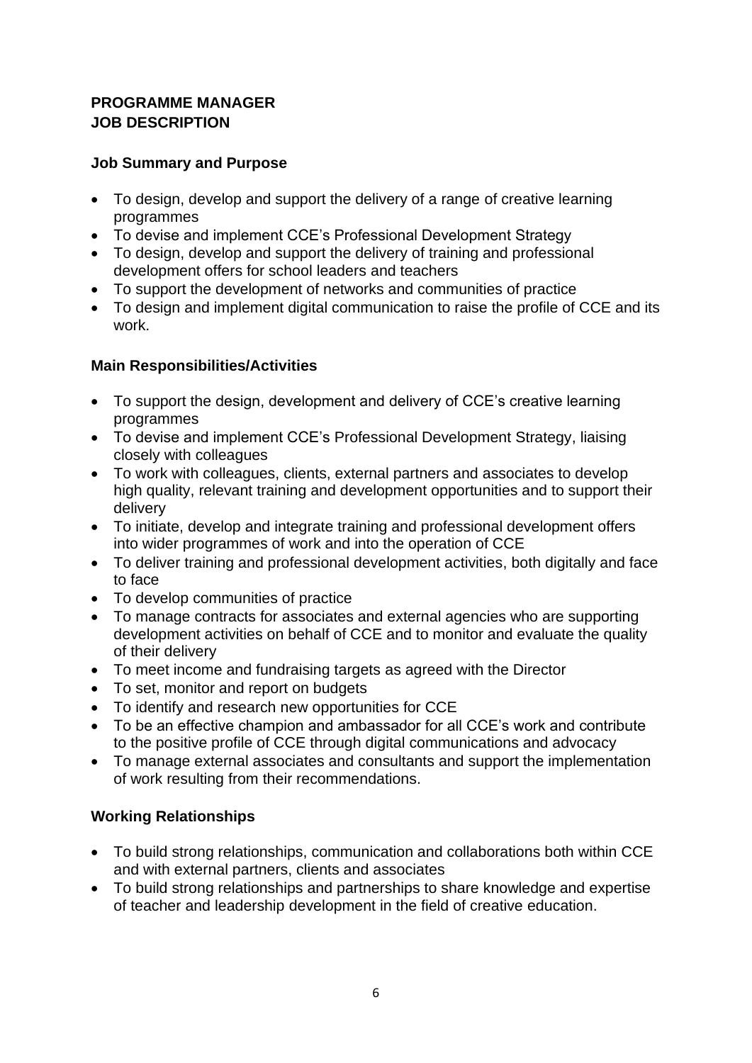**PROGRAMME MANAGER**
**JOB DESCRIPTION**

**Job Summary and Purpose**

- To design, develop and support the delivery of a range of creative learning programmes
- To devise and implement CCE's Professional Development Strategy
- To design, develop and support the delivery of training and professional development offers for school leaders and teachers
- To support the development of networks and communities of practice
- To design and implement digital communication to raise the profile of CCE and its work.

**Main Responsibilities/Activities**

- To support the design, development and delivery of CCE's creative learning programmes
- To devise and implement CCE's Professional Development Strategy, liaising closely with colleagues
- To work with colleagues, clients, external partners and associates to develop high quality, relevant training and development opportunities and to support their delivery
- To initiate, develop and integrate training and professional development offers into wider programmes of work and into the operation of CCE
- To deliver training and professional development activities, both digitally and face to face
- To develop communities of practice
- To manage contracts for associates and external agencies who are supporting development activities on behalf of CCE and to monitor and evaluate the quality of their delivery
- To meet income and fundraising targets as agreed with the Director
- To set, monitor and report on budgets
- To identify and research new opportunities for CCE
- To be an effective champion and ambassador for all CCE's work and contribute to the positive profile of CCE through digital communications and advocacy
- To manage external associates and consultants and support the implementation of work resulting from their recommendations.

**Working Relationships**

- To build strong relationships, communication and collaborations both within CCE and with external partners, clients and associates
- To build strong relationships and partnerships to share knowledge and expertise of teacher and leadership development in the field of creative education.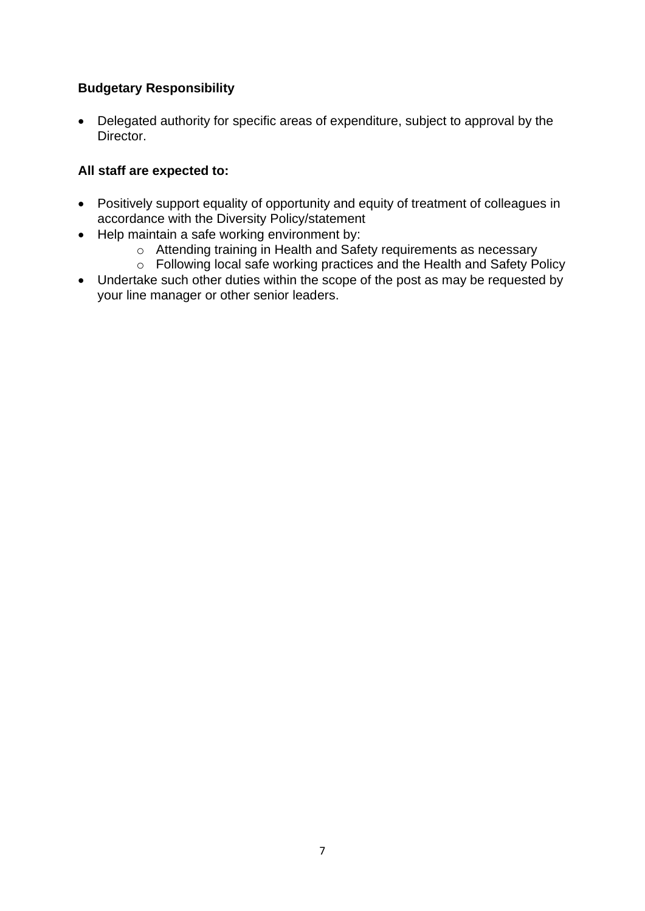**Budgetary Responsibility**

- Delegated authority for specific areas of expenditure, subject to approval by the Director.

**All staff are expected to:**

- Positively support equality of opportunity and equity of treatment of colleagues in accordance with the Diversity Policy/statement
- Help maintain a safe working environment by:
  - Attending training in Health and Safety requirements as necessary
  - Following local safe working practices and the Health and Safety Policy
- Undertake such other duties within the scope of the post as may be requested by your line manager or other senior leaders.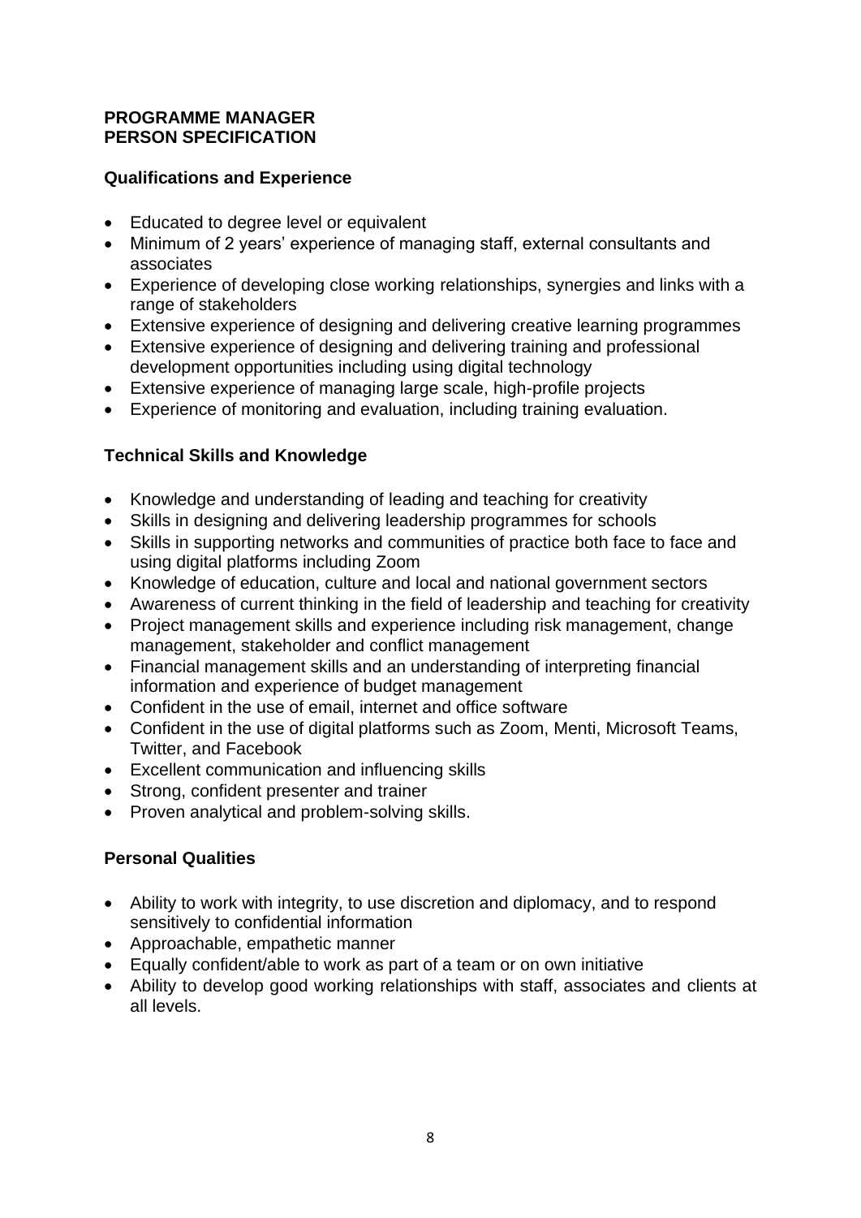**PROGRAMME MANAGER**
**PERSON SPECIFICATION**

**Qualifications and Experience**

- Educated to degree level or equivalent
- Minimum of 2 years' experience of managing staff, external consultants and associates
- Experience of developing close working relationships, synergies and links with a range of stakeholders
- Extensive experience of designing and delivering creative learning programmes
- Extensive experience of designing and delivering training and professional development opportunities including using digital technology
- Extensive experience of managing large scale, high-profile projects
- Experience of monitoring and evaluation, including training evaluation.

**Technical Skills and Knowledge**

- Knowledge and understanding of leading and teaching for creativity
- Skills in designing and delivering leadership programmes for schools
- Skills in supporting networks and communities of practice both face to face and using digital platforms including Zoom
- Knowledge of education, culture and local and national government sectors
- Awareness of current thinking in the field of leadership and teaching for creativity
- Project management skills and experience including risk management, change management, stakeholder and conflict management
- Financial management skills and an understanding of interpreting financial information and experience of budget management
- Confident in the use of email, internet and office software
- Confident in the use of digital platforms such as Zoom, Menti, Microsoft Teams, Twitter, and Facebook
- Excellent communication and influencing skills
- Strong, confident presenter and trainer
- Proven analytical and problem-solving skills.

**Personal Qualities**

- Ability to work with integrity, to use discretion and diplomacy, and to respond sensitively to confidential information
- Approachable, empathetic manner
- Equally confident/able to work as part of a team or on own initiative
- Ability to develop good working relationships with staff, associates and clients at all levels.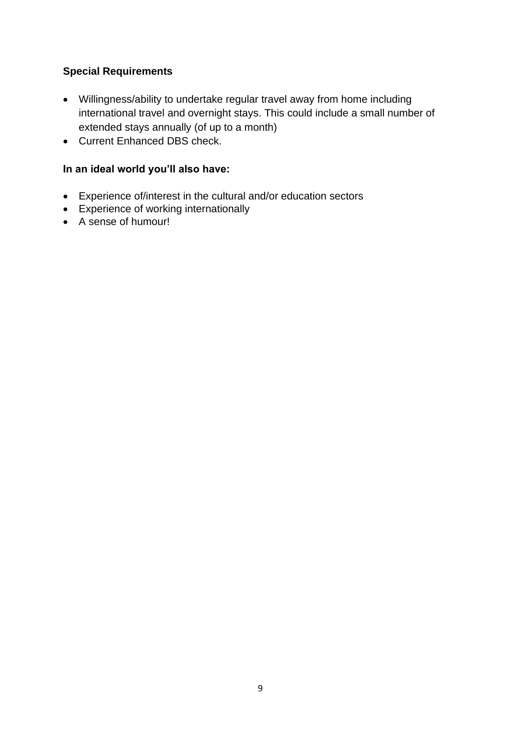**Special Requirements**

- Willingness/ability to undertake regular travel away from home including international travel and overnight stays. This could include a small number of extended stays annually (of up to a month)
- Current Enhanced DBS check.

**In an ideal world you'll also have:**

- Experience of/interest in the cultural and/or education sectors
- Experience of working internationally
- A sense of humour!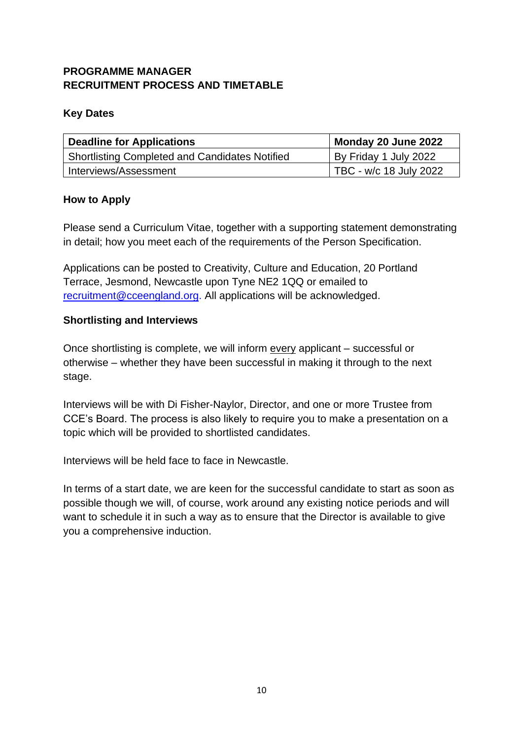## PROGRAMME MANAGER
## RECRUITMENT PROCESS AND TIMETABLE

### Key Dates

| **Deadline for Applications** | **Monday 20 June 2022** |
|---|---|
| Shortlisting Completed and Candidates Notified | By Friday 1 July 2022 |
| Interviews/Assessment | TBC - w/c 18 July 2022 |

### How to Apply

Please send a Curriculum Vitae, together with a supporting statement demonstrating in detail; how you meet each of the requirements of the Person Specification.

Applications can be posted to Creativity, Culture and Education, 20 Portland Terrace, Jesmond, Newcastle upon Tyne NE2 1QQ or emailed to recruitment@cceengland.org. All applications will be acknowledged.

### Shortlisting and Interviews

Once shortlisting is complete, we will inform every applicant – successful or otherwise – whether they have been successful in making it through to the next stage.

Interviews will be with Di Fisher-Naylor, Director, and one or more Trustee from CCE's Board. The process is also likely to require you to make a presentation on a topic which will be provided to shortlisted candidates.

Interviews will be held face to face in Newcastle.

In terms of a start date, we are keen for the successful candidate to start as soon as possible though we will, of course, work around any existing notice periods and will want to schedule it in such a way as to ensure that the Director is available to give you a comprehensive induction.